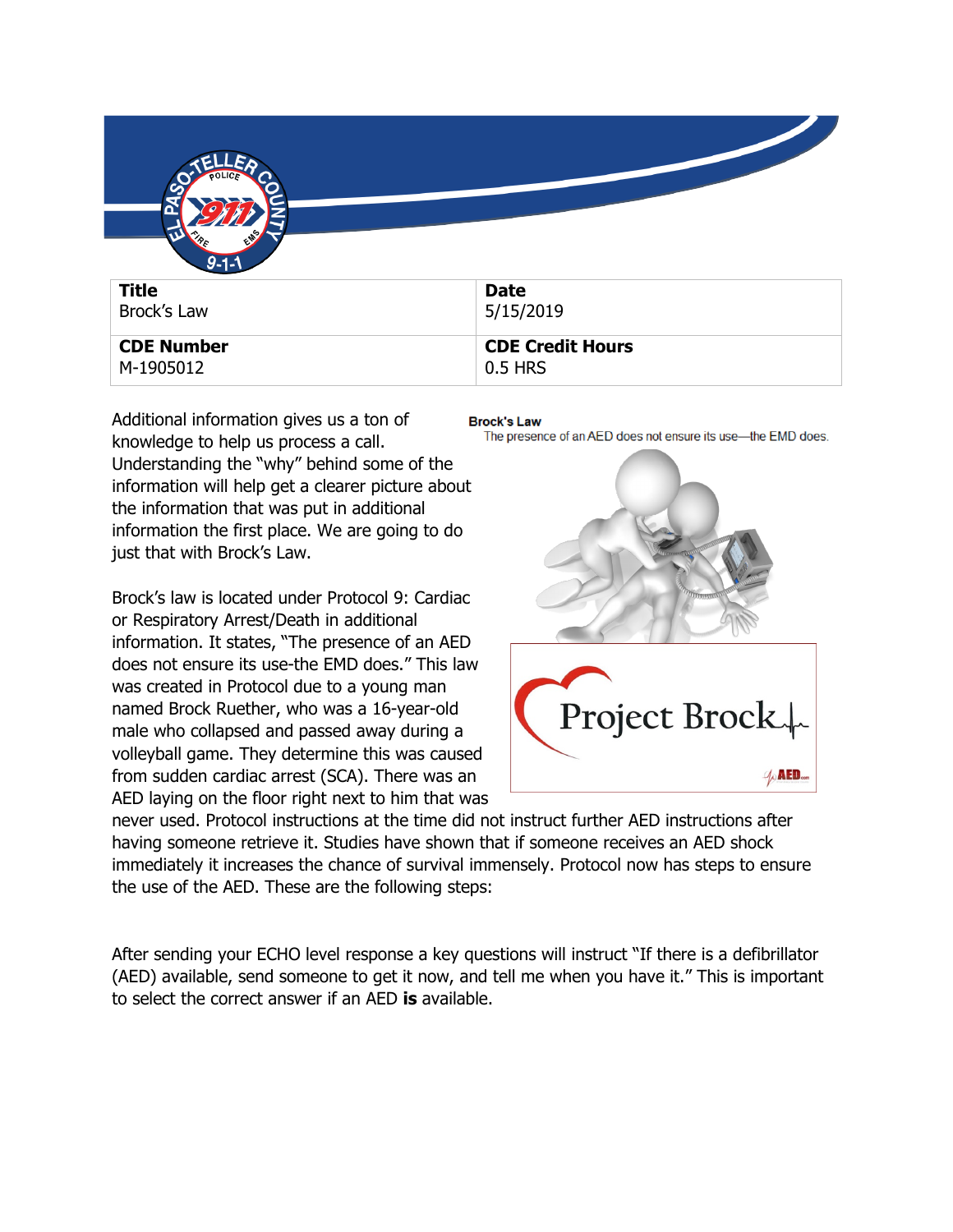| Title | Date |
| --- | --- |
| Brock's Law | 5/15/2019 |
| **CDE Number** | **CDE Credit Hours** |
| M-1905012 | 0.5 HRS |

Additional information gives us a ton of knowledge to help us process a call. Understanding the "why" behind some of the information will help get a clearer picture about the information that was put in additional information the first place. We are going to do just that with Brock's Law.

**Brock's Law**
The presence of an AED does not ensure its use—the EMD does.

Brock's law is located under Protocol 9: Cardiac or Respiratory Arrest/Death in additional information. It states, "The presence of an AED does not ensure its use-the EMD does." This law was created in Protocol due to a young man named Brock Ruether, who was a 16-year-old male who collapsed and passed away during a volleyball game. They determine this was caused from sudden cardiac arrest (SCA). There was an AED laying on the floor right next to him that was never used. Protocol instructions at the time did not instruct further AED instructions after having someone retrieve it. Studies have shown that if someone receives an AED shock immediately it increases the chance of survival immensely. Protocol now has steps to ensure the use of the AED. These are the following steps:

After sending your ECHO level response a key questions will instruct "If there is a defibrillator (AED) available, send someone to get it now, and tell me when you have it." This is important to select the correct answer if an AED **is** available.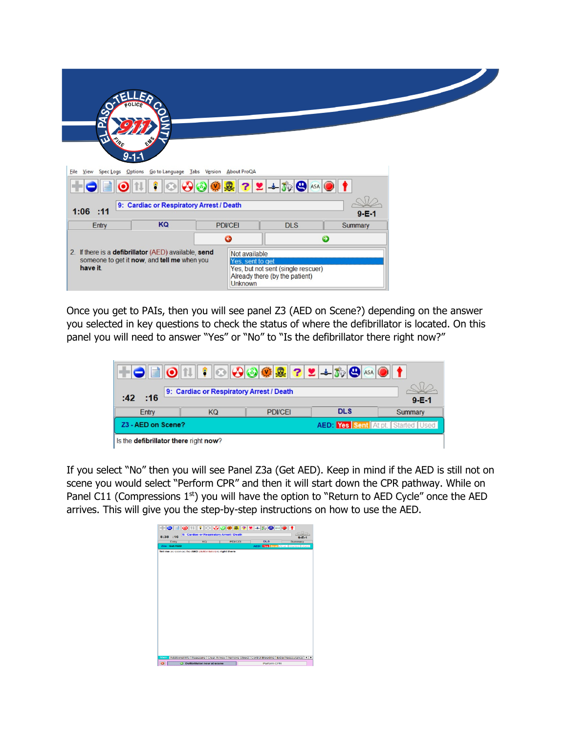Once you get to PAIs, then you will see panel Z3 (AED on Scene?) depending on the answer you selected in key questions to check the status of where the defibrillator is located. On this panel you will need to answer "Yes" or "No" to "Is the defibrillator there right now?"

If you select "No" then you will see Panel Z3a (Get AED). Keep in mind if the AED is still not on scene you would select "Perform CPR" and then it will start down the CPR pathway. While on Panel C11 (Compressions 1st) you will have the option to "Return to AED Cycle" once the AED arrives. This will give you the step-by-step instructions on how to use the AED.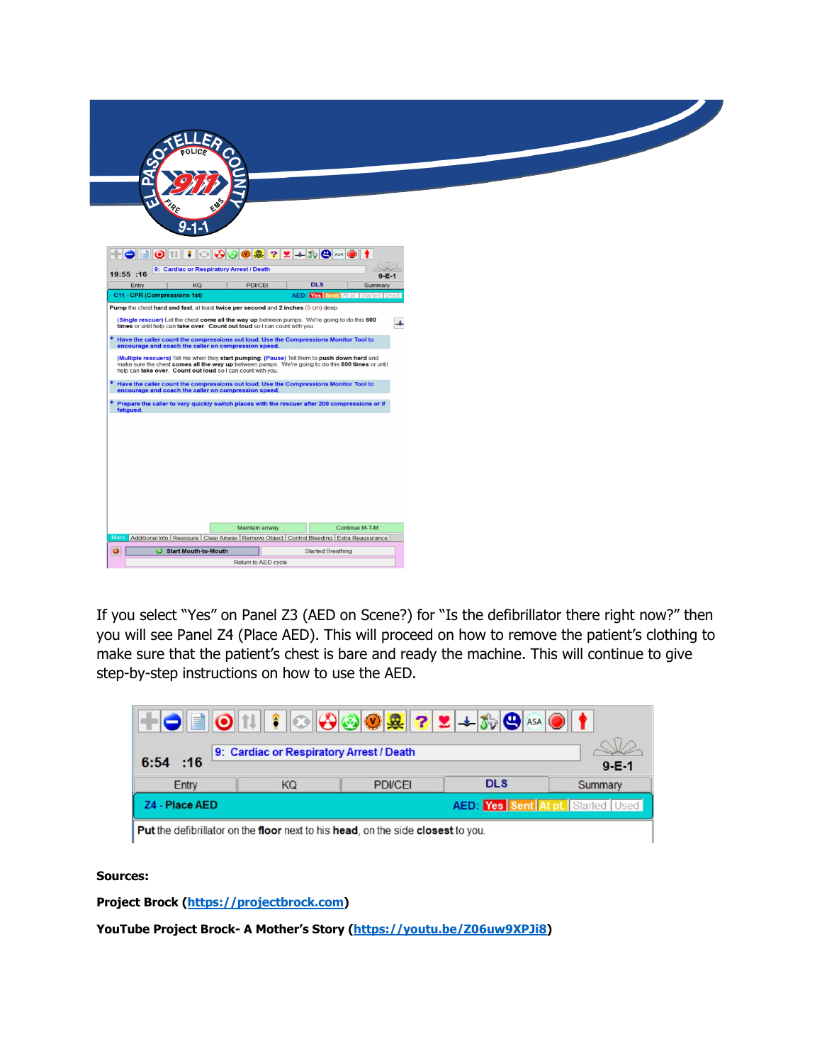If you select "Yes" on Panel Z3 (AED on Scene?) for "Is the defibrillator there right now?" then you will see Panel Z4 (Place AED). This will proceed on how to remove the patient's clothing to make sure that the patient's chest is bare and ready the machine. This will continue to give step-by-step instructions on how to use the AED.

**Sources:**

**Project Brock ([https://projectbrock.com](https://projectbrock.com))**

**YouTube Project Brock- A Mother's Story ([https://youtu.be/Z06uw9XPJi8](https://youtu.be/Z06uw9XPJi8))**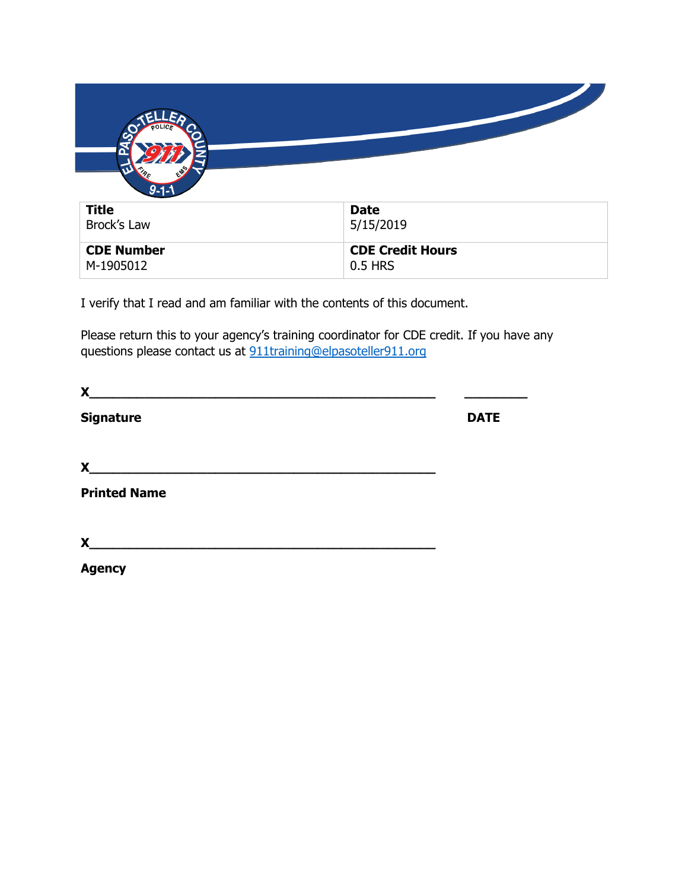| | |
|---|---|
| **Title**<br>Brock's Law | **Date**<br>5/15/2019 |
| **CDE Number**<br>M-1905012 | **CDE Credit Hours**<br>0.5 HRS |

I verify that I read and am familiar with the contents of this document.

Please return this to your agency's training coordinator for CDE credit. If you have any questions please contact us at 911training@elpasoteller911.org

**X**_______________________________________________ ________

**Signature** **DATE**

**X**_______________________________________________

**Printed Name**

**X**_______________________________________________

**Agency**